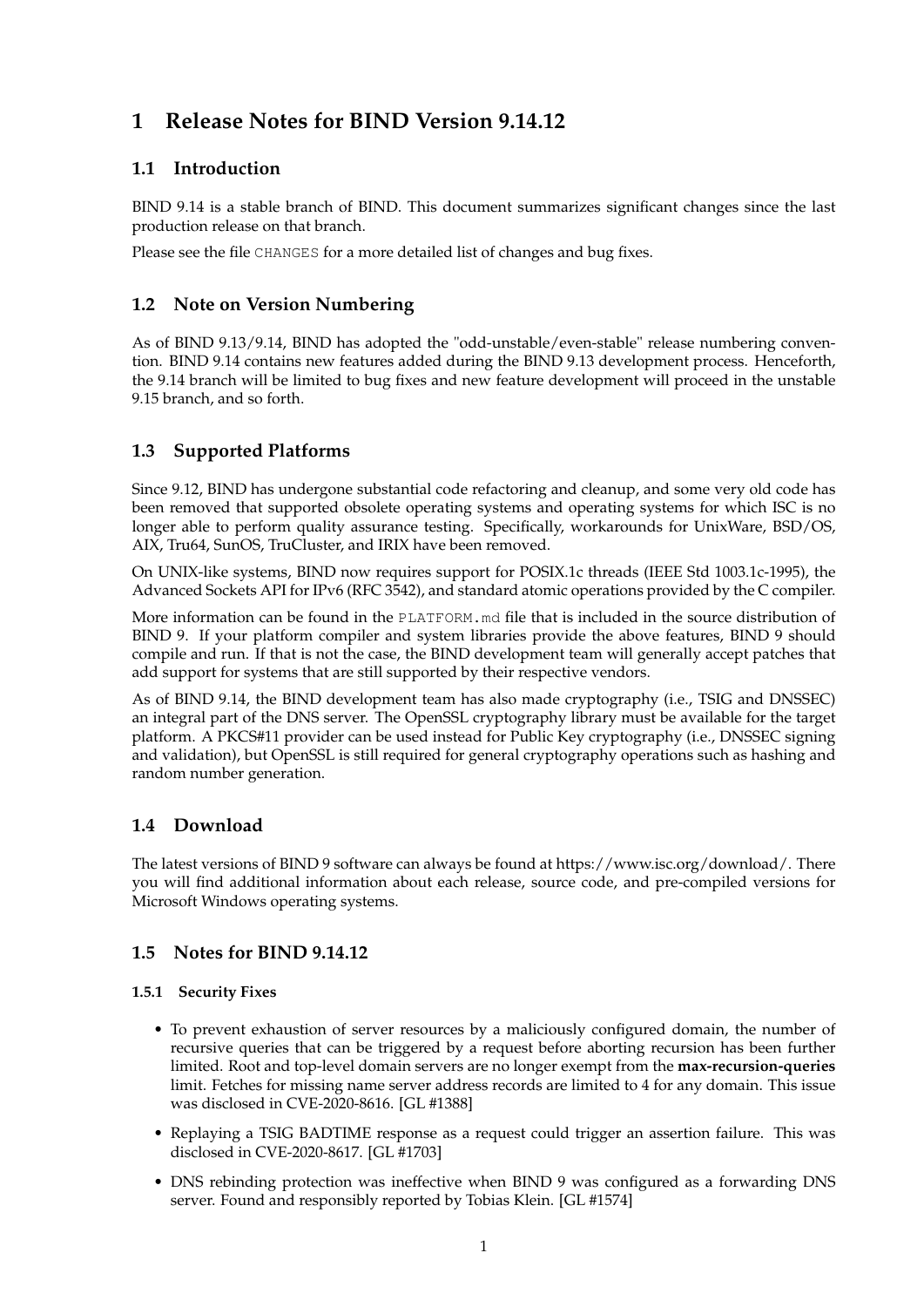# 1 Release Notes for BIND Version 9.14.12

## 1.1 Introduction

BIND 9.14 is a stable branch of BIND. This document summarizes significant changes since the last production release on that branch.

Please see the file `CHANGES` for a more detailed list of changes and bug fixes.

## 1.2 Note on Version Numbering

As of BIND 9.13/9.14, BIND has adopted the "odd-unstable/even-stable" release numbering convention. BIND 9.14 contains new features added during the BIND 9.13 development process. Henceforth, the 9.14 branch will be limited to bug fixes and new feature development will proceed in the unstable 9.15 branch, and so forth.

## 1.3 Supported Platforms

Since 9.12, BIND has undergone substantial code refactoring and cleanup, and some very old code has been removed that supported obsolete operating systems and operating systems for which ISC is no longer able to perform quality assurance testing. Specifically, workarounds for UnixWare, BSD/OS, AIX, Tru64, SunOS, TruCluster, and IRIX have been removed.

On UNIX-like systems, BIND now requires support for POSIX.1c threads (IEEE Std 1003.1c-1995), the Advanced Sockets API for IPv6 (RFC 3542), and standard atomic operations provided by the C compiler.

More information can be found in the `PLATFORM.md` file that is included in the source distribution of BIND 9. If your platform compiler and system libraries provide the above features, BIND 9 should compile and run. If that is not the case, the BIND development team will generally accept patches that add support for systems that are still supported by their respective vendors.

As of BIND 9.14, the BIND development team has also made cryptography (i.e., TSIG and DNSSEC) an integral part of the DNS server. The OpenSSL cryptography library must be available for the target platform. A PKCS#11 provider can be used instead for Public Key cryptography (i.e., DNSSEC signing and validation), but OpenSSL is still required for general cryptography operations such as hashing and random number generation.

## 1.4 Download

The latest versions of BIND 9 software can always be found at https://www.isc.org/download/. There you will find additional information about each release, source code, and pre-compiled versions for Microsoft Windows operating systems.

## 1.5 Notes for BIND 9.14.12

### 1.5.1 Security Fixes

- To prevent exhaustion of server resources by a maliciously configured domain, the number of recursive queries that can be triggered by a request before aborting recursion has been further limited. Root and top-level domain servers are no longer exempt from the **max-recursion-queries** limit. Fetches for missing name server address records are limited to 4 for any domain. This issue was disclosed in CVE-2020-8616. [GL #1388]
- Replaying a TSIG BADTIME response as a request could trigger an assertion failure. This was disclosed in CVE-2020-8617. [GL #1703]
- DNS rebinding protection was ineffective when BIND 9 was configured as a forwarding DNS server. Found and responsibly reported by Tobias Klein. [GL #1574]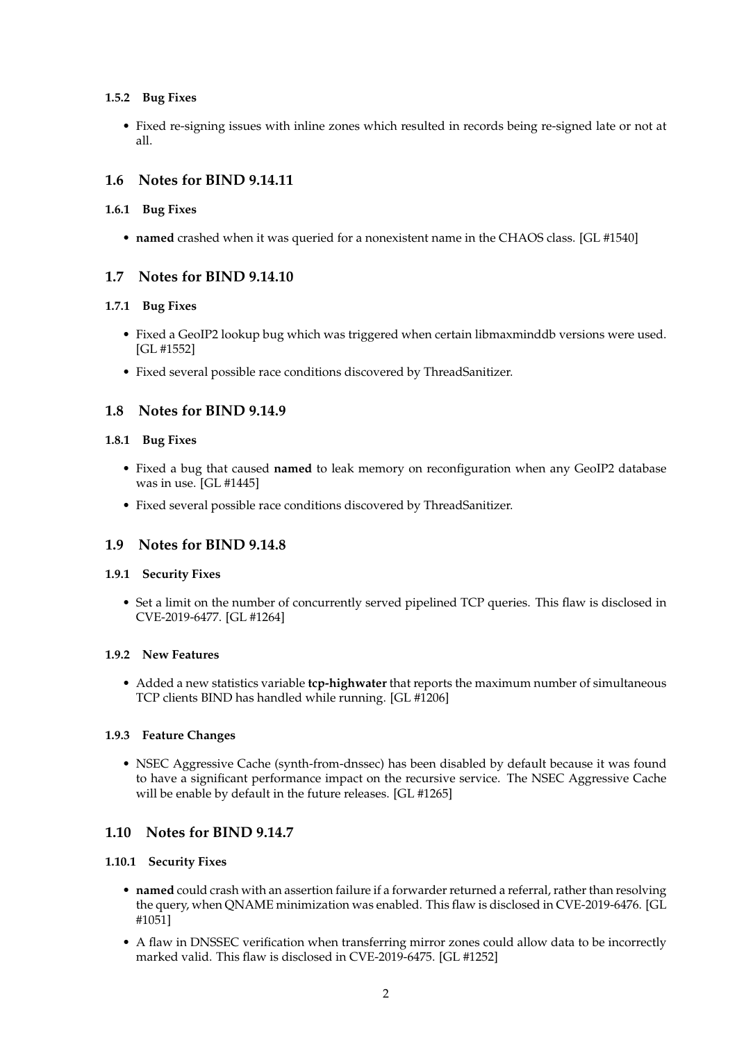### 1.5.2 Bug Fixes

- Fixed re-signing issues with inline zones which resulted in records being re-signed late or not at all.

## 1.6 Notes for BIND 9.14.11

### 1.6.1 Bug Fixes

- **named** crashed when it was queried for a nonexistent name in the CHAOS class. [GL #1540]

## 1.7 Notes for BIND 9.14.10

### 1.7.1 Bug Fixes

- Fixed a GeoIP2 lookup bug which was triggered when certain libmaxminddb versions were used. [GL #1552]
- Fixed several possible race conditions discovered by ThreadSanitizer.

## 1.8 Notes for BIND 9.14.9

### 1.8.1 Bug Fixes

- Fixed a bug that caused **named** to leak memory on reconfiguration when any GeoIP2 database was in use. [GL #1445]
- Fixed several possible race conditions discovered by ThreadSanitizer.

## 1.9 Notes for BIND 9.14.8

### 1.9.1 Security Fixes

- Set a limit on the number of concurrently served pipelined TCP queries. This flaw is disclosed in CVE-2019-6477. [GL #1264]

### 1.9.2 New Features

- Added a new statistics variable **tcp-highwater** that reports the maximum number of simultaneous TCP clients BIND has handled while running. [GL #1206]

### 1.9.3 Feature Changes

- NSEC Aggressive Cache (synth-from-dnssec) has been disabled by default because it was found to have a significant performance impact on the recursive service. The NSEC Aggressive Cache will be enable by default in the future releases. [GL #1265]

## 1.10 Notes for BIND 9.14.7

### 1.10.1 Security Fixes

- **named** could crash with an assertion failure if a forwarder returned a referral, rather than resolving the query, when QNAME minimization was enabled. This flaw is disclosed in CVE-2019-6476. [GL #1051]
- A flaw in DNSSEC verification when transferring mirror zones could allow data to be incorrectly marked valid. This flaw is disclosed in CVE-2019-6475. [GL #1252]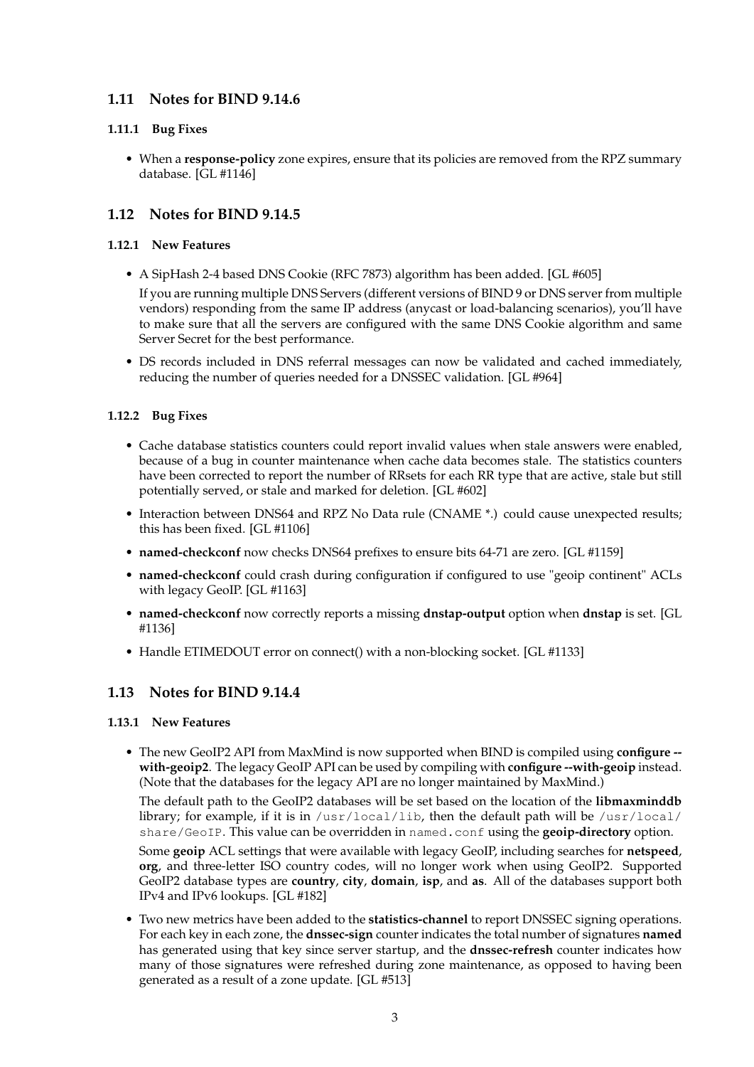## 1.11 Notes for BIND 9.14.6

### 1.11.1 Bug Fixes

- When a **response-policy** zone expires, ensure that its policies are removed from the RPZ summary database. [GL #1146]

## 1.12 Notes for BIND 9.14.5

### 1.12.1 New Features

- A SipHash 2-4 based DNS Cookie (RFC 7873) algorithm has been added. [GL #605]

  If you are running multiple DNS Servers (different versions of BIND 9 or DNS server from multiple vendors) responding from the same IP address (anycast or load-balancing scenarios), you'll have to make sure that all the servers are configured with the same DNS Cookie algorithm and same Server Secret for the best performance.

- DS records included in DNS referral messages can now be validated and cached immediately, reducing the number of queries needed for a DNSSEC validation. [GL #964]

### 1.12.2 Bug Fixes

- Cache database statistics counters could report invalid values when stale answers were enabled, because of a bug in counter maintenance when cache data becomes stale. The statistics counters have been corrected to report the number of RRsets for each RR type that are active, stale but still potentially served, or stale and marked for deletion. [GL #602]
- Interaction between DNS64 and RPZ No Data rule (CNAME *.) could cause unexpected results; this has been fixed. [GL #1106]
- **named-checkconf** now checks DNS64 prefixes to ensure bits 64-71 are zero. [GL #1159]
- **named-checkconf** could crash during configuration if configured to use "geoip continent" ACLs with legacy GeoIP. [GL #1163]
- **named-checkconf** now correctly reports a missing **dnstap-output** option when **dnstap** is set. [GL #1136]
- Handle ETIMEDOUT error on connect() with a non-blocking socket. [GL #1133]

## 1.13 Notes for BIND 9.14.4

### 1.13.1 New Features

- The new GeoIP2 API from MaxMind is now supported when BIND is compiled using **configure --with-geoip2**. The legacy GeoIP API can be used by compiling with **configure --with-geoip** instead. (Note that the databases for the legacy API are no longer maintained by MaxMind.)

  The default path to the GeoIP2 databases will be set based on the location of the **libmaxminddb** library; for example, if it is in `/usr/local/lib`, then the default path will be `/usr/local/share/GeoIP`. This value can be overridden in `named.conf` using the **geoip-directory** option.

  Some **geoip** ACL settings that were available with legacy GeoIP, including searches for **netspeed**, **org**, and three-letter ISO country codes, will no longer work when using GeoIP2. Supported GeoIP2 database types are **country**, **city**, **domain**, **isp**, and **as**. All of the databases support both IPv4 and IPv6 lookups. [GL #182]

- Two new metrics have been added to the **statistics-channel** to report DNSSEC signing operations. For each key in each zone, the **dnssec-sign** counter indicates the total number of signatures **named** has generated using that key since server startup, and the **dnssec-refresh** counter indicates how many of those signatures were refreshed during zone maintenance, as opposed to having been generated as a result of a zone update. [GL #513]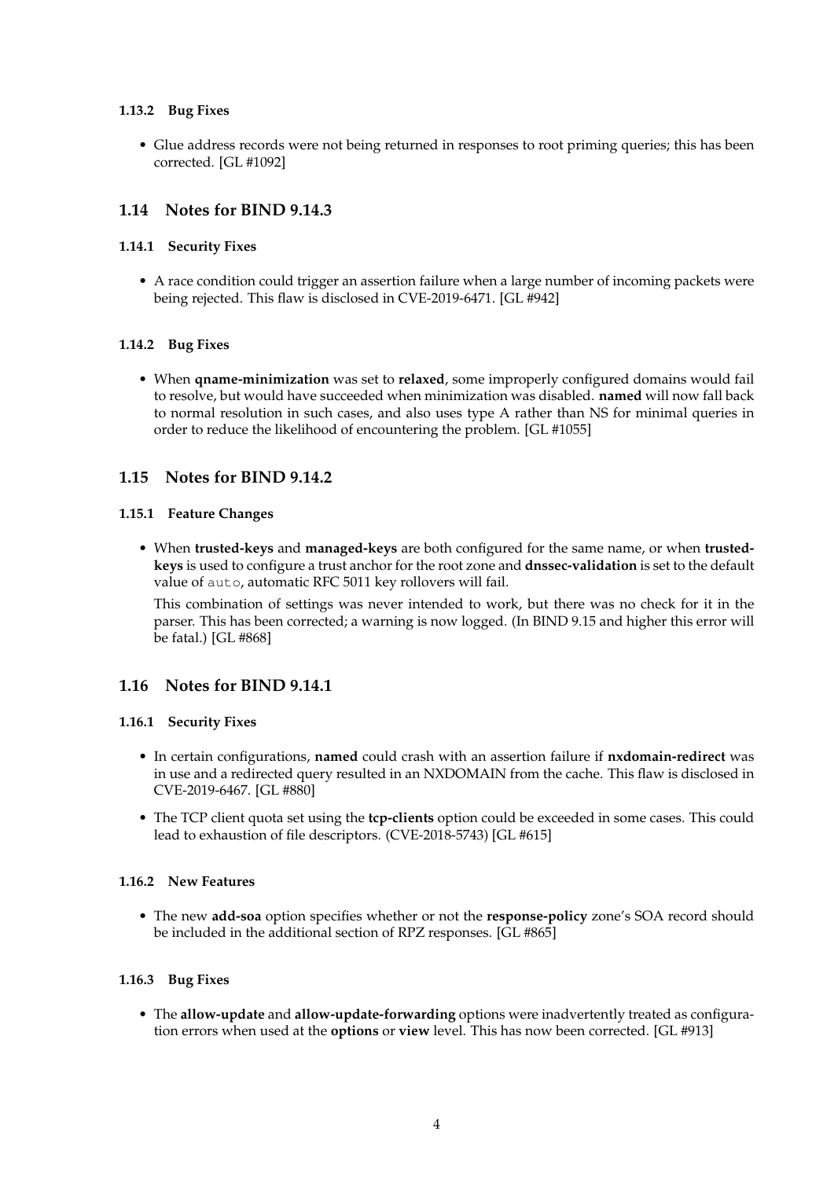#### 1.13.2 Bug Fixes

- Glue address records were not being returned in responses to root priming queries; this has been corrected. [GL #1092]

### 1.14 Notes for BIND 9.14.3

#### 1.14.1 Security Fixes

- A race condition could trigger an assertion failure when a large number of incoming packets were being rejected. This flaw is disclosed in CVE-2019-6471. [GL #942]

#### 1.14.2 Bug Fixes

- When **qname-minimization** was set to **relaxed**, some improperly configured domains would fail to resolve, but would have succeeded when minimization was disabled. **named** will now fall back to normal resolution in such cases, and also uses type A rather than NS for minimal queries in order to reduce the likelihood of encountering the problem. [GL #1055]

### 1.15 Notes for BIND 9.14.2

#### 1.15.1 Feature Changes

- When **trusted-keys** and **managed-keys** are both configured for the same name, or when **trusted-keys** is used to configure a trust anchor for the root zone and **dnssec-validation** is set to the default value of `auto`, automatic RFC 5011 key rollovers will fail.

  This combination of settings was never intended to work, but there was no check for it in the parser. This has been corrected; a warning is now logged. (In BIND 9.15 and higher this error will be fatal.) [GL #868]

### 1.16 Notes for BIND 9.14.1

#### 1.16.1 Security Fixes

- In certain configurations, **named** could crash with an assertion failure if **nxdomain-redirect** was in use and a redirected query resulted in an NXDOMAIN from the cache. This flaw is disclosed in CVE-2019-6467. [GL #880]
- The TCP client quota set using the **tcp-clients** option could be exceeded in some cases. This could lead to exhaustion of file descriptors. (CVE-2018-5743) [GL #615]

#### 1.16.2 New Features

- The new **add-soa** option specifies whether or not the **response-policy** zone's SOA record should be included in the additional section of RPZ responses. [GL #865]

#### 1.16.3 Bug Fixes

- The **allow-update** and **allow-update-forwarding** options were inadvertently treated as configuration errors when used at the **options** or **view** level. This has now been corrected. [GL #913]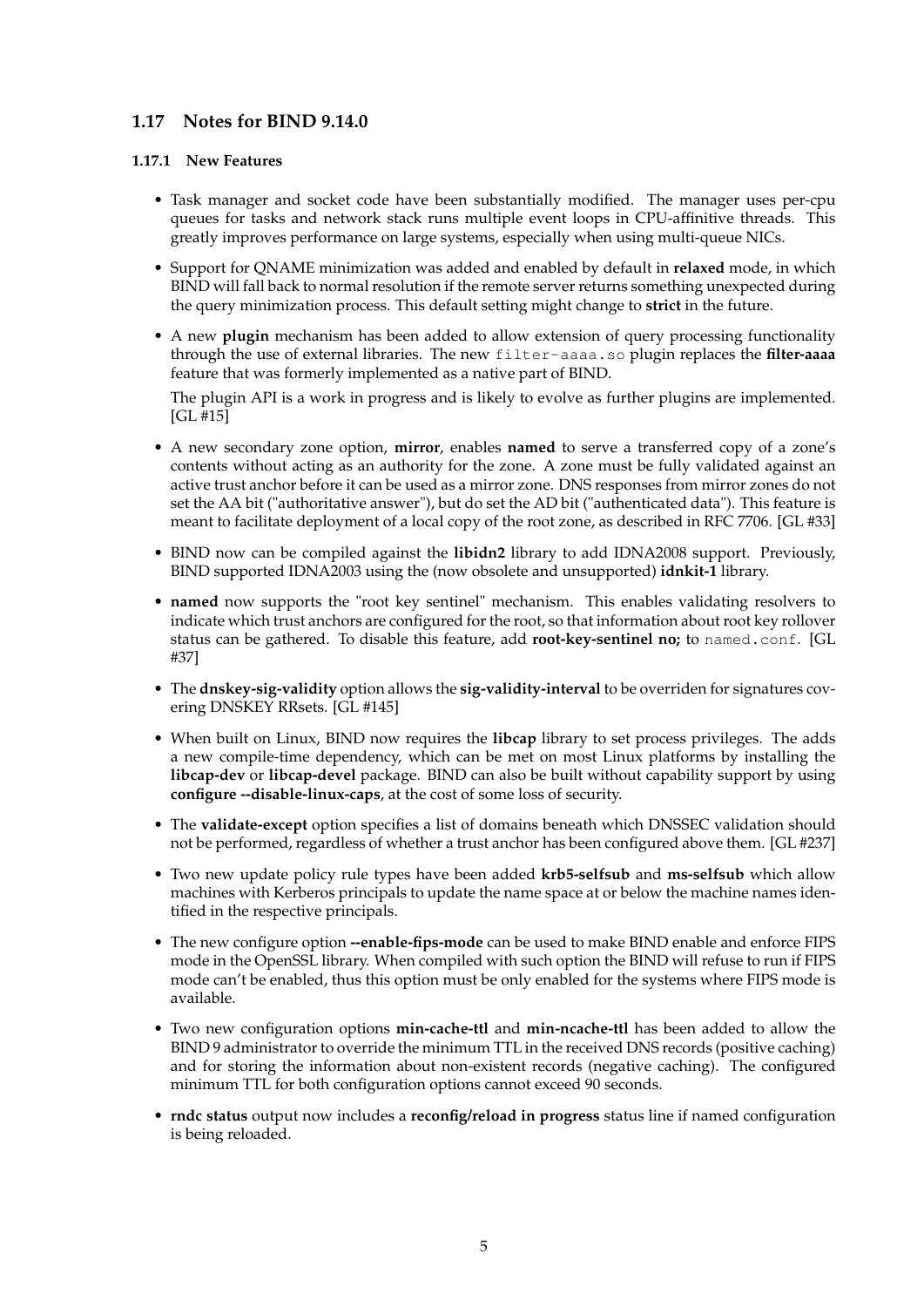## 1.17 Notes for BIND 9.14.0

### 1.17.1 New Features

- Task manager and socket code have been substantially modified. The manager uses per-cpu queues for tasks and network stack runs multiple event loops in CPU-affinitive threads. This greatly improves performance on large systems, especially when using multi-queue NICs.
- Support for QNAME minimization was added and enabled by default in **relaxed** mode, in which BIND will fall back to normal resolution if the remote server returns something unexpected during the query minimization process. This default setting might change to **strict** in the future.
- A new **plugin** mechanism has been added to allow extension of query processing functionality through the use of external libraries. The new `filter-aaaa.so` plugin replaces the **filter-aaaa** feature that was formerly implemented as a native part of BIND.

  The plugin API is a work in progress and is likely to evolve as further plugins are implemented. [GL #15]
- A new secondary zone option, **mirror**, enables **named** to serve a transferred copy of a zone's contents without acting as an authority for the zone. A zone must be fully validated against an active trust anchor before it can be used as a mirror zone. DNS responses from mirror zones do not set the AA bit ("authoritative answer"), but do set the AD bit ("authenticated data"). This feature is meant to facilitate deployment of a local copy of the root zone, as described in RFC 7706. [GL #33]
- BIND now can be compiled against the **libidn2** library to add IDNA2008 support. Previously, BIND supported IDNA2003 using the (now obsolete and unsupported) **idnkit-1** library.
- **named** now supports the "root key sentinel" mechanism. This enables validating resolvers to indicate which trust anchors are configured for the root, so that information about root key rollover status can be gathered. To disable this feature, add **root-key-sentinel no;** to `named.conf`. [GL #37]
- The **dnskey-sig-validity** option allows the **sig-validity-interval** to be overriden for signatures covering DNSKEY RRsets. [GL #145]
- When built on Linux, BIND now requires the **libcap** library to set process privileges. The adds a new compile-time dependency, which can be met on most Linux platforms by installing the **libcap-dev** or **libcap-devel** package. BIND can also be built without capability support by using **configure --disable-linux-caps**, at the cost of some loss of security.
- The **validate-except** option specifies a list of domains beneath which DNSSEC validation should not be performed, regardless of whether a trust anchor has been configured above them. [GL #237]
- Two new update policy rule types have been added **krb5-selfsub** and **ms-selfsub** which allow machines with Kerberos principals to update the name space at or below the machine names identified in the respective principals.
- The new configure option **--enable-fips-mode** can be used to make BIND enable and enforce FIPS mode in the OpenSSL library. When compiled with such option the BIND will refuse to run if FIPS mode can't be enabled, thus this option must be only enabled for the systems where FIPS mode is available.
- Two new configuration options **min-cache-ttl** and **min-ncache-ttl** has been added to allow the BIND 9 administrator to override the minimum TTL in the received DNS records (positive caching) and for storing the information about non-existent records (negative caching). The configured minimum TTL for both configuration options cannot exceed 90 seconds.
- **rndc status** output now includes a **reconfig/reload in progress** status line if named configuration is being reloaded.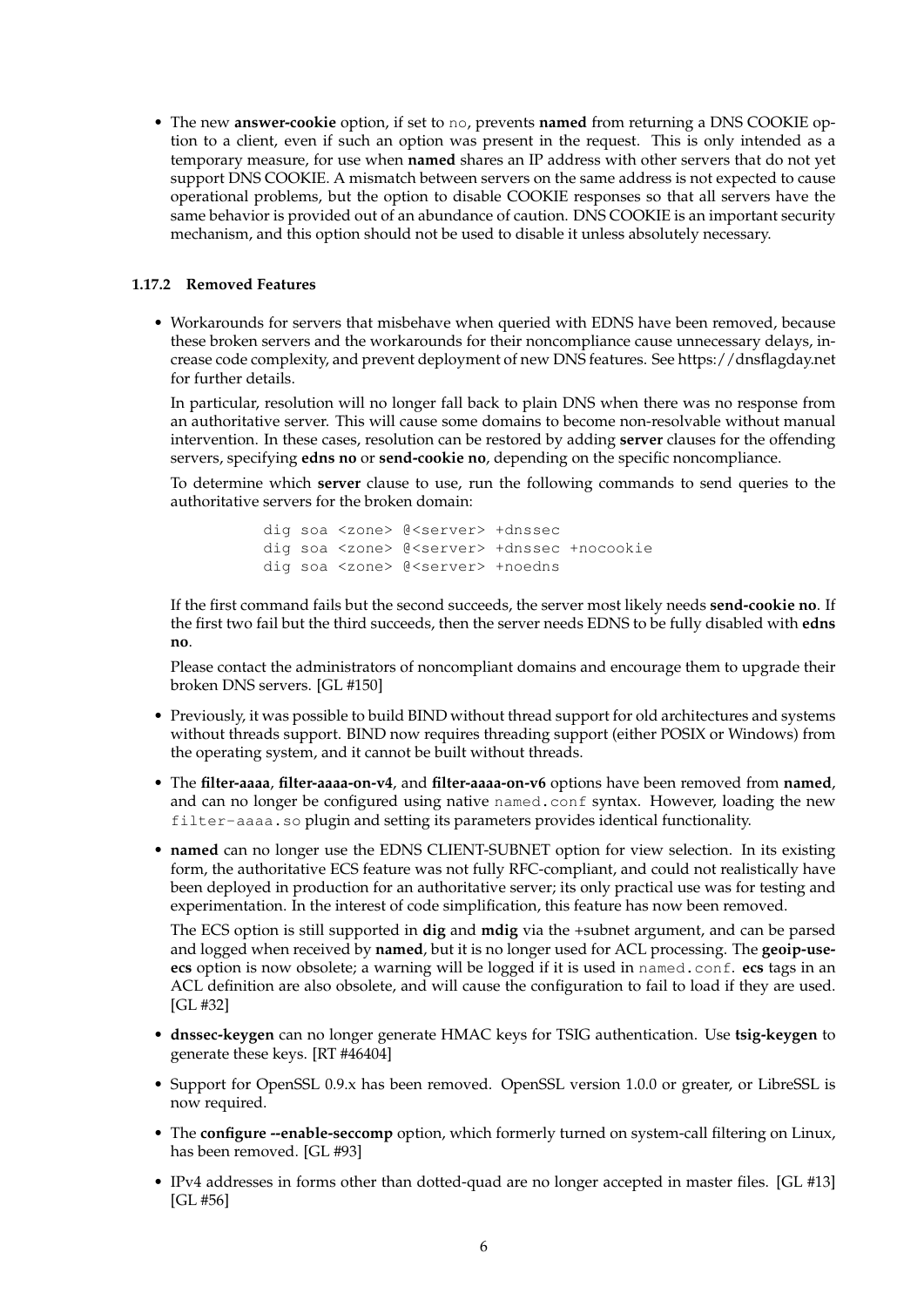- The new **answer-cookie** option, if set to `no`, prevents **named** from returning a DNS COOKIE option to a client, even if such an option was present in the request. This is only intended as a temporary measure, for use when **named** shares an IP address with other servers that do not yet support DNS COOKIE. A mismatch between servers on the same address is not expected to cause operational problems, but the option to disable COOKIE responses so that all servers have the same behavior is provided out of an abundance of caution. DNS COOKIE is an important security mechanism, and this option should not be used to disable it unless absolutely necessary.

### 1.17.2 Removed Features

- Workarounds for servers that misbehave when queried with EDNS have been removed, because these broken servers and the workarounds for their noncompliance cause unnecessary delays, increase code complexity, and prevent deployment of new DNS features. See https://dnsflagday.net for further details.

  In particular, resolution will no longer fall back to plain DNS when there was no response from an authoritative server. This will cause some domains to become non-resolvable without manual intervention. In these cases, resolution can be restored by adding **server** clauses for the offending servers, specifying **edns no** or **send-cookie no**, depending on the specific noncompliance.

  To determine which **server** clause to use, run the following commands to send queries to the authoritative servers for the broken domain:

  ```
  dig soa <zone> @<server> +dnssec
  dig soa <zone> @<server> +dnssec +nocookie
  dig soa <zone> @<server> +noedns
  ```

  If the first command fails but the second succeeds, the server most likely needs **send-cookie no**. If the first two fail but the third succeeds, then the server needs EDNS to be fully disabled with **edns no**.

  Please contact the administrators of noncompliant domains and encourage them to upgrade their broken DNS servers. [GL #150]

- Previously, it was possible to build BIND without thread support for old architectures and systems without threads support. BIND now requires threading support (either POSIX or Windows) from the operating system, and it cannot be built without threads.

- The **filter-aaaa**, **filter-aaaa-on-v4**, and **filter-aaaa-on-v6** options have been removed from **named**, and can no longer be configured using native `named.conf` syntax. However, loading the new `filter-aaaa.so` plugin and setting its parameters provides identical functionality.

- **named** can no longer use the EDNS CLIENT-SUBNET option for view selection. In its existing form, the authoritative ECS feature was not fully RFC-compliant, and could not realistically have been deployed in production for an authoritative server; its only practical use was for testing and experimentation. In the interest of code simplification, this feature has now been removed.

  The ECS option is still supported in **dig** and **mdig** via the +subnet argument, and can be parsed and logged when received by **named**, but it is no longer used for ACL processing. The **geoip-use-ecs** option is now obsolete; a warning will be logged if it is used in `named.conf`. **ecs** tags in an ACL definition are also obsolete, and will cause the configuration to fail to load if they are used. [GL #32]

- **dnssec-keygen** can no longer generate HMAC keys for TSIG authentication. Use **tsig-keygen** to generate these keys. [RT #46404]

- Support for OpenSSL 0.9.x has been removed. OpenSSL version 1.0.0 or greater, or LibreSSL is now required.

- The **configure --enable-seccomp** option, which formerly turned on system-call filtering on Linux, has been removed. [GL #93]

- IPv4 addresses in forms other than dotted-quad are no longer accepted in master files. [GL #13] [GL #56]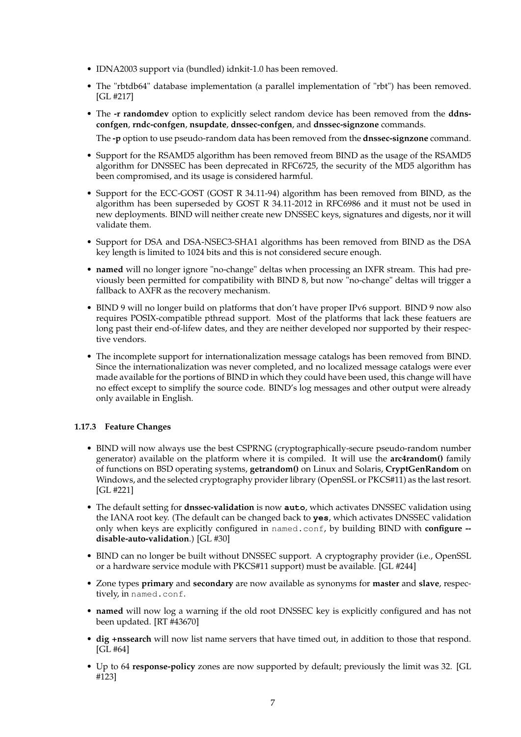- IDNA2003 support via (bundled) idnkit-1.0 has been removed.
- The "rbtdb64" database implementation (a parallel implementation of "rbt") has been removed. [GL #217]
- The **-r randomdev** option to explicitly select random device has been removed from the **ddns-confgen**, **rndc-confgen**, **nsupdate**, **dnssec-confgen**, and **dnssec-signzone** commands.

  The **-p** option to use pseudo-random data has been removed from the **dnssec-signzone** command.
- Support for the RSAMD5 algorithm has been removed freom BIND as the usage of the RSAMD5 algorithm for DNSSEC has been deprecated in RFC6725, the security of the MD5 algorithm has been compromised, and its usage is considered harmful.
- Support for the ECC-GOST (GOST R 34.11-94) algorithm has been removed from BIND, as the algorithm has been superseded by GOST R 34.11-2012 in RFC6986 and it must not be used in new deployments. BIND will neither create new DNSSEC keys, signatures and digests, nor it will validate them.
- Support for DSA and DSA-NSEC3-SHA1 algorithms has been removed from BIND as the DSA key length is limited to 1024 bits and this is not considered secure enough.
- **named** will no longer ignore "no-change" deltas when processing an IXFR stream. This had previously been permitted for compatibility with BIND 8, but now "no-change" deltas will trigger a fallback to AXFR as the recovery mechanism.
- BIND 9 will no longer build on platforms that don't have proper IPv6 support. BIND 9 now also requires POSIX-compatible pthread support. Most of the platforms that lack these featuers are long past their end-of-lifew dates, and they are neither developed nor supported by their respective vendors.
- The incomplete support for internationalization message catalogs has been removed from BIND. Since the internationalization was never completed, and no localized message catalogs were ever made available for the portions of BIND in which they could have been used, this change will have no effect except to simplify the source code. BIND's log messages and other output were already only available in English.

### 1.17.3 Feature Changes

- BIND will now always use the best CSPRNG (cryptographically-secure pseudo-random number generator) available on the platform where it is compiled. It will use the **arc4random()** family of functions on BSD operating systems, **getrandom()** on Linux and Solaris, **CryptGenRandom** on Windows, and the selected cryptography provider library (OpenSSL or PKCS#11) as the last resort. [GL #221]
- The default setting for **dnssec-validation** is now **`auto`**, which activates DNSSEC validation using the IANA root key. (The default can be changed back to **`yes`**, which activates DNSSEC validation only when keys are explicitly configured in `named.conf`, by building BIND with **configure --disable-auto-validation**.) [GL #30]
- BIND can no longer be built without DNSSEC support. A cryptography provider (i.e., OpenSSL or a hardware service module with PKCS#11 support) must be available. [GL #244]
- Zone types **primary** and **secondary** are now available as synonyms for **master** and **slave**, respectively, in `named.conf`.
- **named** will now log a warning if the old root DNSSEC key is explicitly configured and has not been updated. [RT #43670]
- **dig +nssearch** will now list name servers that have timed out, in addition to those that respond. [GL #64]
- Up to 64 **response-policy** zones are now supported by default; previously the limit was 32. [GL #123]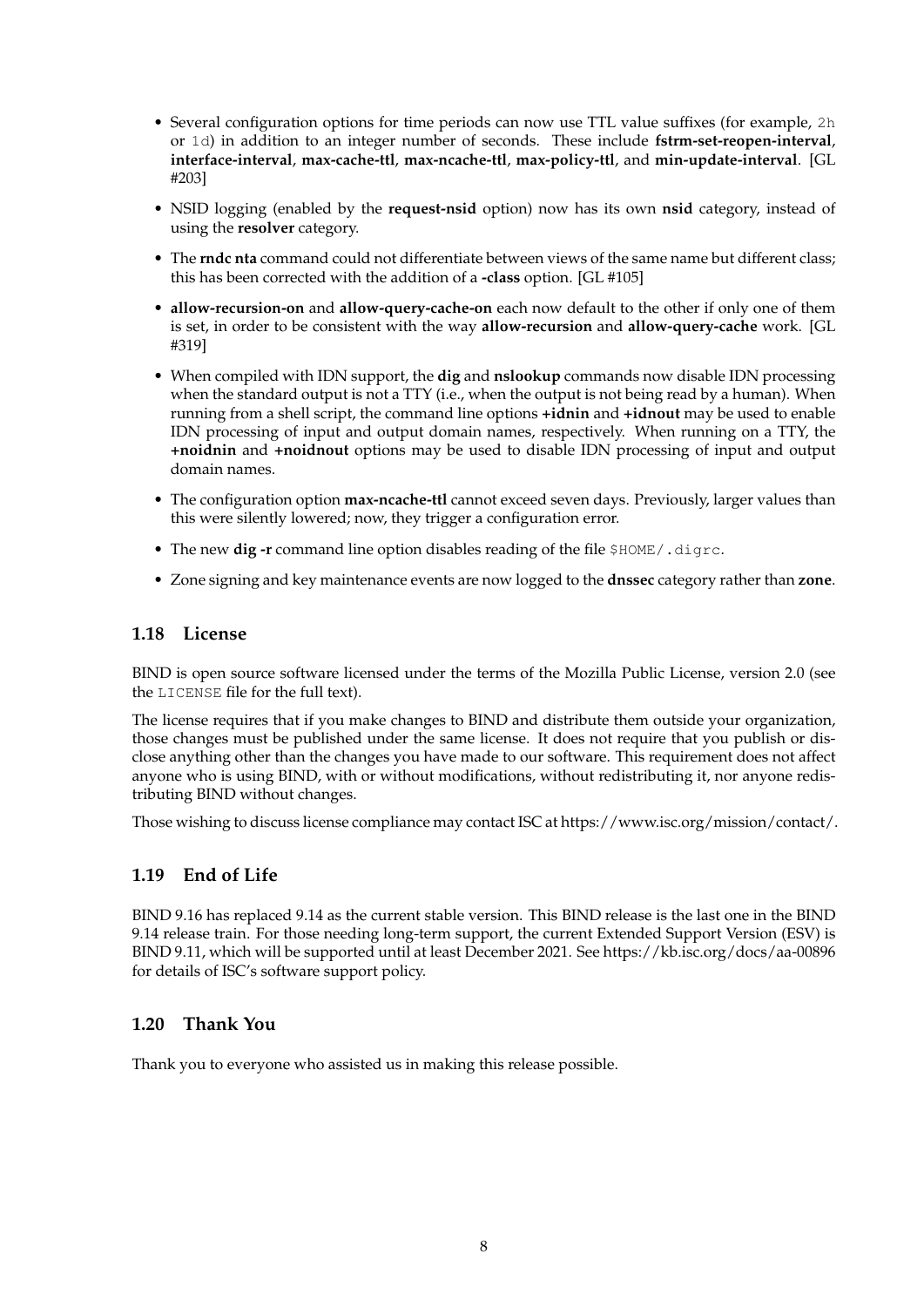- Several configuration options for time periods can now use TTL value suffixes (for example, `2h` or `1d`) in addition to an integer number of seconds. These include **fstrm-set-reopen-interval**, **interface-interval**, **max-cache-ttl**, **max-ncache-ttl**, **max-policy-ttl**, and **min-update-interval**. [GL #203]
- NSID logging (enabled by the **request-nsid** option) now has its own **nsid** category, instead of using the **resolver** category.
- The **rndc nta** command could not differentiate between views of the same name but different class; this has been corrected with the addition of a **-class** option. [GL #105]
- **allow-recursion-on** and **allow-query-cache-on** each now default to the other if only one of them is set, in order to be consistent with the way **allow-recursion** and **allow-query-cache** work. [GL #319]
- When compiled with IDN support, the **dig** and **nslookup** commands now disable IDN processing when the standard output is not a TTY (i.e., when the output is not being read by a human). When running from a shell script, the command line options **+idnin** and **+idnout** may be used to enable IDN processing of input and output domain names, respectively. When running on a TTY, the **+noidnin** and **+noidnout** options may be used to disable IDN processing of input and output domain names.
- The configuration option **max-ncache-ttl** cannot exceed seven days. Previously, larger values than this were silently lowered; now, they trigger a configuration error.
- The new **dig -r** command line option disables reading of the file `$HOME/.digrc`.
- Zone signing and key maintenance events are now logged to the **dnssec** category rather than **zone**.

## 1.18 License

BIND is open source software licensed under the terms of the Mozilla Public License, version 2.0 (see the `LICENSE` file for the full text).

The license requires that if you make changes to BIND and distribute them outside your organization, those changes must be published under the same license. It does not require that you publish or disclose anything other than the changes you have made to our software. This requirement does not affect anyone who is using BIND, with or without modifications, without redistributing it, nor anyone redistributing BIND without changes.

Those wishing to discuss license compliance may contact ISC at https://www.isc.org/mission/contact/.

## 1.19 End of Life

BIND 9.16 has replaced 9.14 as the current stable version. This BIND release is the last one in the BIND 9.14 release train. For those needing long-term support, the current Extended Support Version (ESV) is BIND 9.11, which will be supported until at least December 2021. See https://kb.isc.org/docs/aa-00896 for details of ISC's software support policy.

## 1.20 Thank You

Thank you to everyone who assisted us in making this release possible.